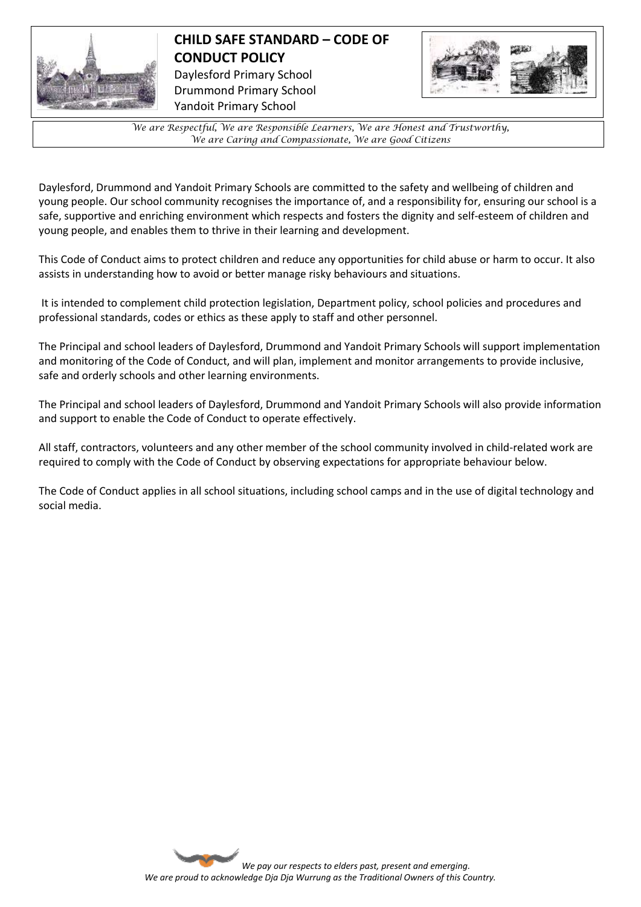# CHILD SAFE STANDARD – CODE OF CONDUCT POLICY

Daylesford Primary School
Drummond Primary School
Yandoit Primary School

*We are Respectful, We are Responsible Learners, We are Honest and Trustworthy, We are Caring and Compassionate, We are Good Citizens*

Daylesford, Drummond and Yandoit Primary Schools are committed to the safety and wellbeing of children and young people. Our school community recognises the importance of, and a responsibility for, ensuring our school is a safe, supportive and enriching environment which respects and fosters the dignity and self-esteem of children and young people, and enables them to thrive in their learning and development.

This Code of Conduct aims to protect children and reduce any opportunities for child abuse or harm to occur. It also assists in understanding how to avoid or better manage risky behaviours and situations.

It is intended to complement child protection legislation, Department policy, school policies and procedures and professional standards, codes or ethics as these apply to staff and other personnel.

The Principal and school leaders of Daylesford, Drummond and Yandoit Primary Schools will support implementation and monitoring of the Code of Conduct, and will plan, implement and monitor arrangements to provide inclusive, safe and orderly schools and other learning environments.

The Principal and school leaders of Daylesford, Drummond and Yandoit Primary Schools will also provide information and support to enable the Code of Conduct to operate effectively.

All staff, contractors, volunteers and any other member of the school community involved in child-related work are required to comply with the Code of Conduct by observing expectations for appropriate behaviour below.

The Code of Conduct applies in all school situations, including school camps and in the use of digital technology and social media.

*We pay our respects to elders past, present and emerging.*
*We are proud to acknowledge Dja Dja Wurrung as the Traditional Owners of this Country.*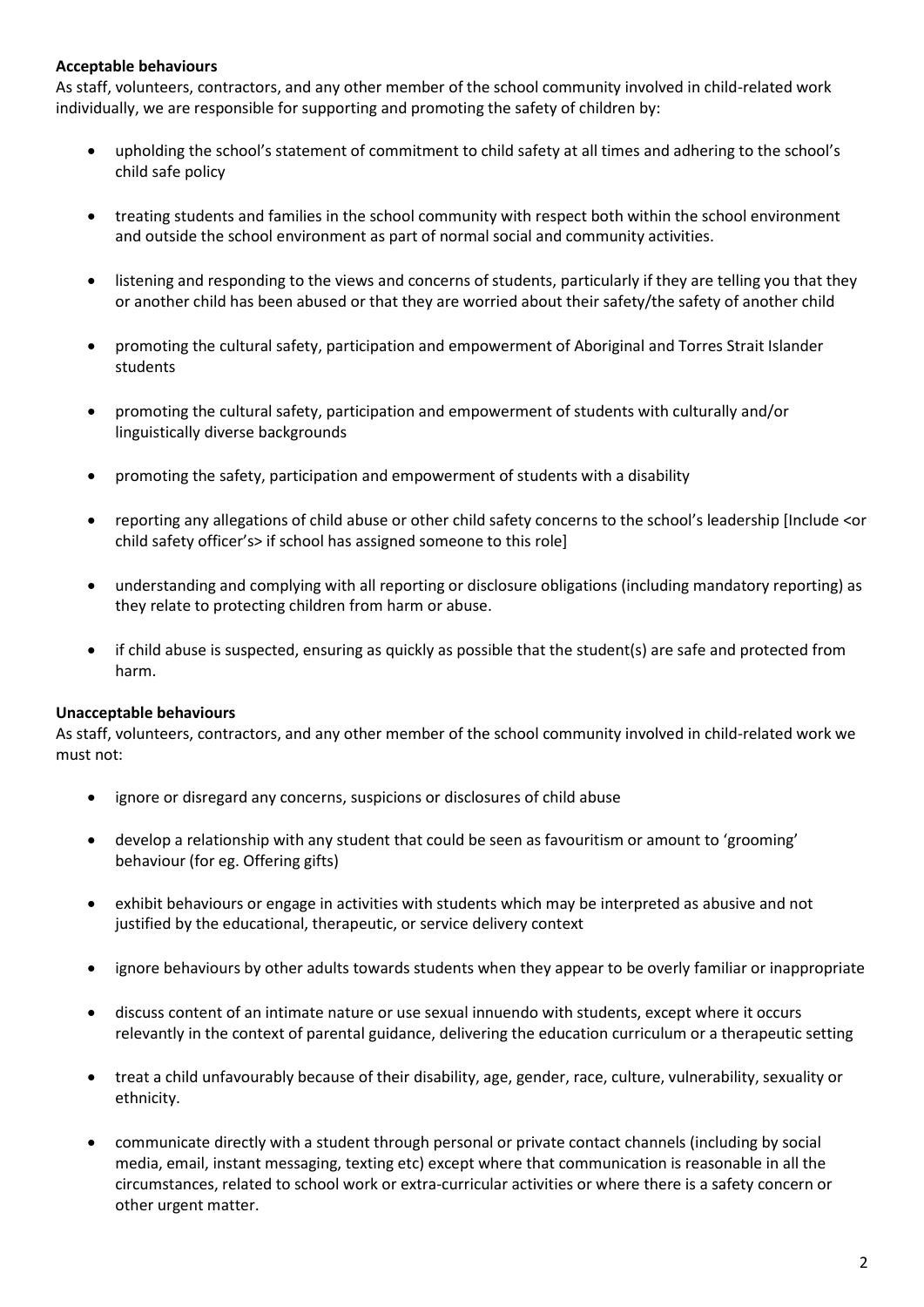**Acceptable behaviours**

As staff, volunteers, contractors, and any other member of the school community involved in child-related work individually, we are responsible for supporting and promoting the safety of children by:

- upholding the school's statement of commitment to child safety at all times and adhering to the school's child safe policy
- treating students and families in the school community with respect both within the school environment and outside the school environment as part of normal social and community activities.
- listening and responding to the views and concerns of students, particularly if they are telling you that they or another child has been abused or that they are worried about their safety/the safety of another child
- promoting the cultural safety, participation and empowerment of Aboriginal and Torres Strait Islander students
- promoting the cultural safety, participation and empowerment of students with culturally and/or linguistically diverse backgrounds
- promoting the safety, participation and empowerment of students with a disability
- reporting any allegations of child abuse or other child safety concerns to the school's leadership [Include <or child safety officer's> if school has assigned someone to this role]
- understanding and complying with all reporting or disclosure obligations (including mandatory reporting) as they relate to protecting children from harm or abuse.
- if child abuse is suspected, ensuring as quickly as possible that the student(s) are safe and protected from harm.

**Unacceptable behaviours**

As staff, volunteers, contractors, and any other member of the school community involved in child-related work we must not:

- ignore or disregard any concerns, suspicions or disclosures of child abuse
- develop a relationship with any student that could be seen as favouritism or amount to 'grooming' behaviour (for eg. Offering gifts)
- exhibit behaviours or engage in activities with students which may be interpreted as abusive and not justified by the educational, therapeutic, or service delivery context
- ignore behaviours by other adults towards students when they appear to be overly familiar or inappropriate
- discuss content of an intimate nature or use sexual innuendo with students, except where it occurs relevantly in the context of parental guidance, delivering the education curriculum or a therapeutic setting
- treat a child unfavourably because of their disability, age, gender, race, culture, vulnerability, sexuality or ethnicity.
- communicate directly with a student through personal or private contact channels (including by social media, email, instant messaging, texting etc) except where that communication is reasonable in all the circumstances, related to school work or extra-curricular activities or where there is a safety concern or other urgent matter.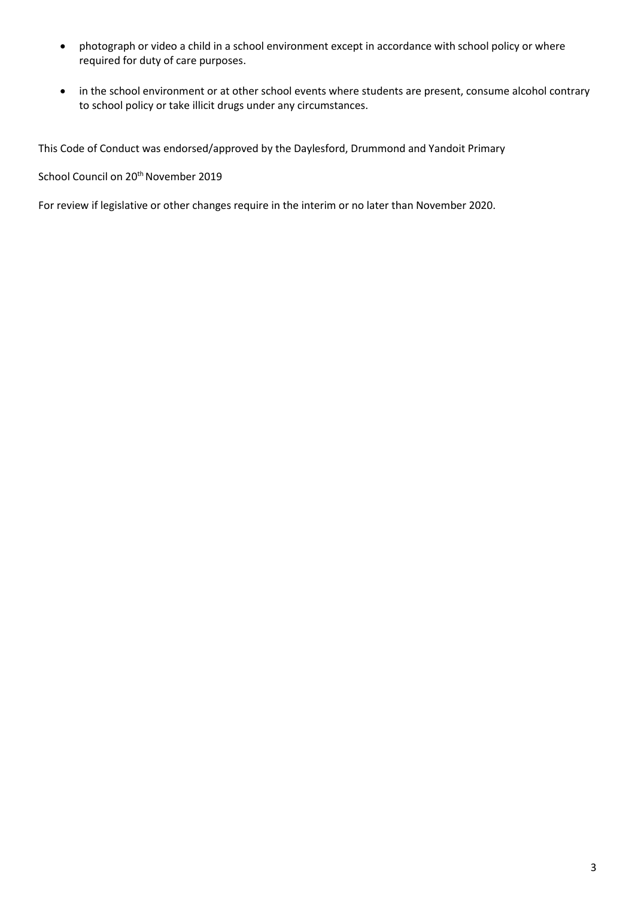- photograph or video a child in a school environment except in accordance with school policy or where required for duty of care purposes.
- in the school environment or at other school events where students are present, consume alcohol contrary to school policy or take illicit drugs under any circumstances.

This Code of Conduct was endorsed/approved by the Daylesford, Drummond and Yandoit Primary

School Council on 20th November 2019

For review if legislative or other changes require in the interim or no later than November 2020.